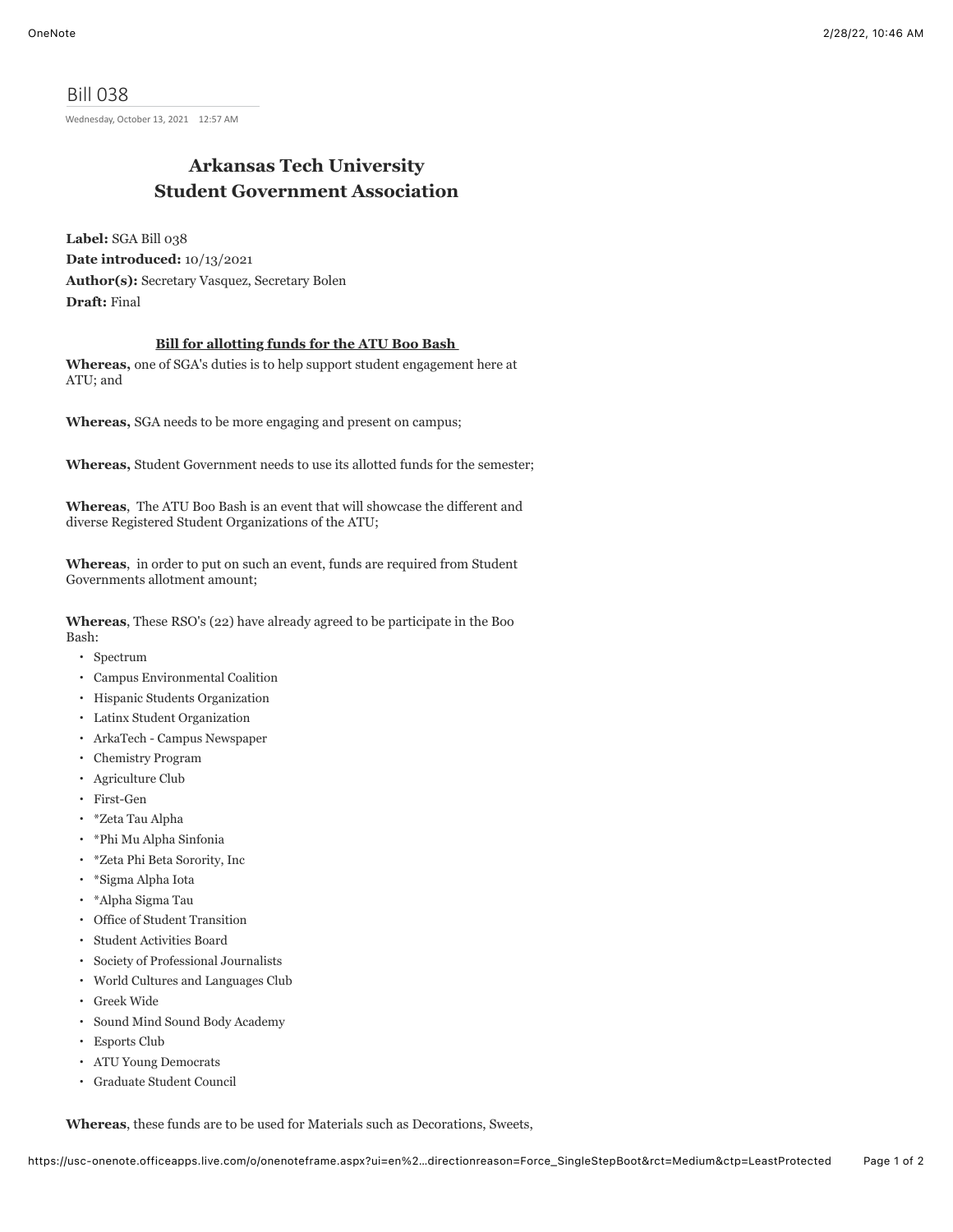# Bill 038

Wednesday, October 13, 2021 12:57 AM

## Arkansas Tech University
## Student Government Association

**Label:** SGA Bill 038
**Date introduced:** 10/13/2021
**Author(s):** Secretary Vasquez, Secretary Bolen
**Draft:** Final

**Bill for allotting funds for the ATU Boo Bash**

**Whereas,** one of SGA's duties is to help support student engagement here at ATU; and

**Whereas,** SGA needs to be more engaging and present on campus;

**Whereas,** Student Government needs to use its allotted funds for the semester;

**Whereas**, The ATU Boo Bash is an event that will showcase the different and diverse Registered Student Organizations of the ATU;

**Whereas**, in order to put on such an event, funds are required from Student Governments allotment amount;

**Whereas**, These RSO's (22) have already agreed to be participate in the Boo Bash:

- Spectrum
- Campus Environmental Coalition
- Hispanic Students Organization
- Latinx Student Organization
- ArkaTech - Campus Newspaper
- Chemistry Program
- Agriculture Club
- First-Gen
- *Zeta Tau Alpha
- *Phi Mu Alpha Sinfonia
- *Zeta Phi Beta Sorority, Inc
- *Sigma Alpha Iota
- *Alpha Sigma Tau
- Office of Student Transition
- Student Activities Board
- Society of Professional Journalists
- World Cultures and Languages Club
- Greek Wide
- Sound Mind Sound Body Academy
- Esports Club
- ATU Young Democrats
- Graduate Student Council

**Whereas**, these funds are to be used for Materials such as Decorations, Sweets,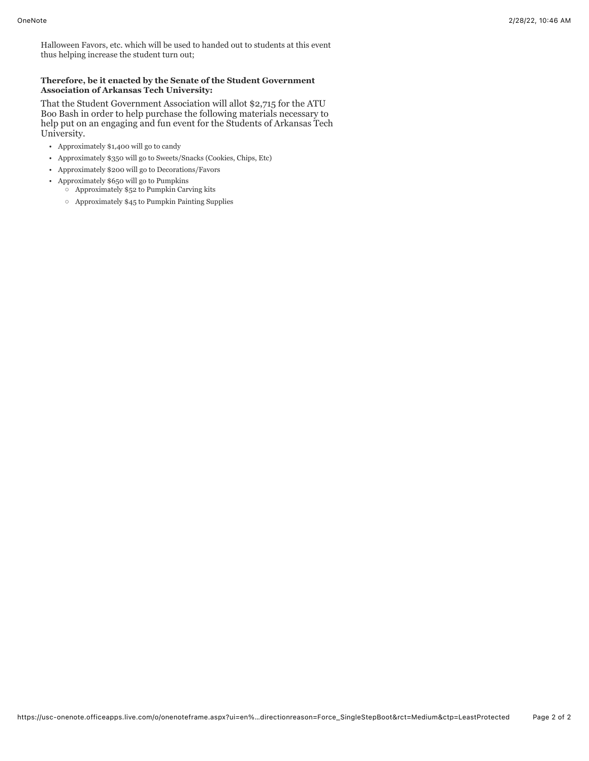Halloween Favors, etc. which will be used to handed out to students at this event thus helping increase the student turn out;

**Therefore, be it enacted by the Senate of the Student Government Association of Arkansas Tech University:**

That the Student Government Association will allot $2,715 for the ATU Boo Bash in order to help purchase the following materials necessary to help put on an engaging and fun event for the Students of Arkansas Tech University.

- Approximately $1,400 will go to candy
- Approximately $350 will go to Sweets/Snacks (Cookies, Chips, Etc)
- Approximately $200 will go to Decorations/Favors
- Approximately $650 will go to Pumpkins
  - Approximately $52 to Pumpkin Carving kits
  - Approximately $45 to Pumpkin Painting Supplies